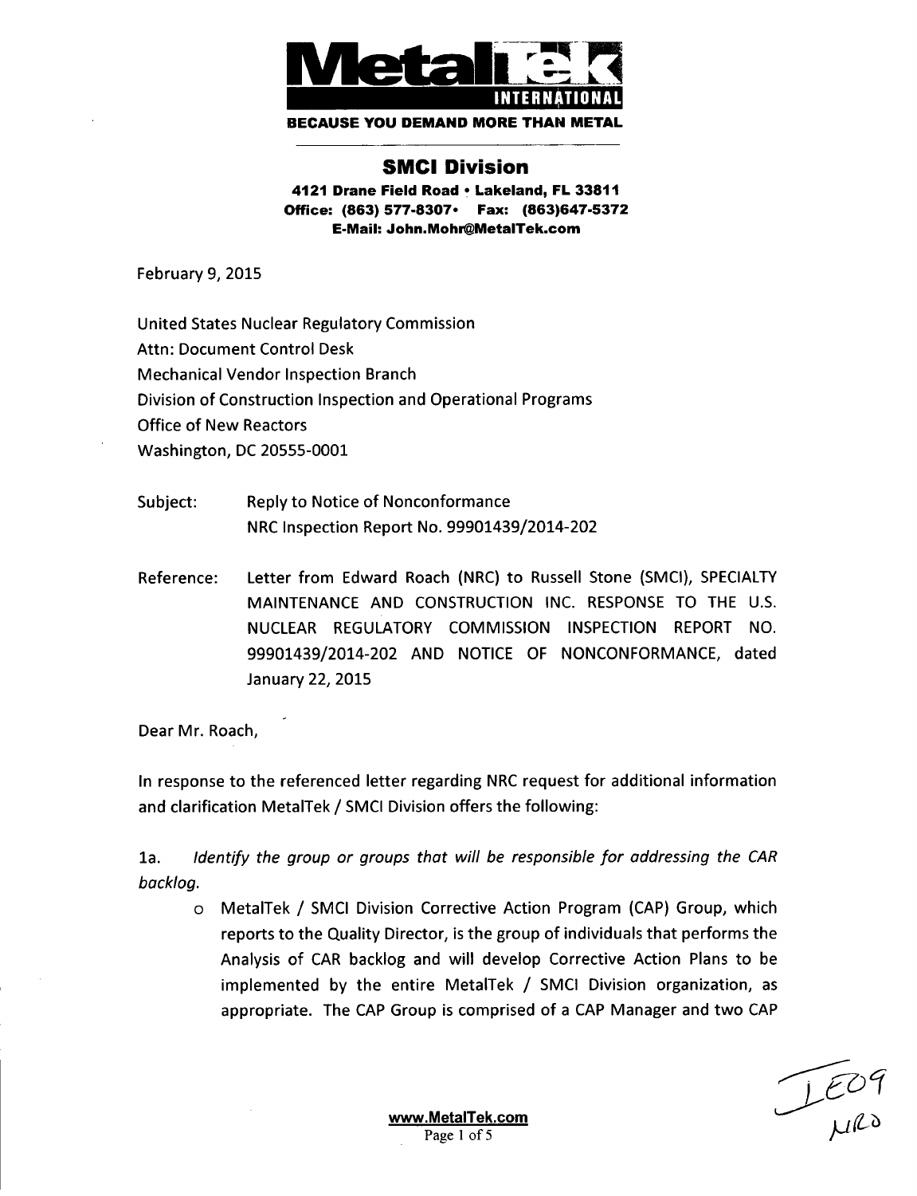**MetalTek INTERNATIONAL**

**BECAUSE YOU DEMAND MORE THAN METAL**

## SMCI Division

**4121 Drane Field Road • Lakeland, FL 33811**
**Office: (863) 577-8307• Fax: (863)647-5372**
**E-Mail: John.Mohr@MetalTek.com**

February 9, 2015

United States Nuclear Regulatory Commission
Attn: Document Control Desk
Mechanical Vendor Inspection Branch
Division of Construction Inspection and Operational Programs
Office of New Reactors
Washington, DC 20555-0001

Subject: Reply to Notice of Nonconformance
NRC Inspection Report No. 99901439/2014-202

Reference: Letter from Edward Roach (NRC) to Russell Stone (SMCI), SPECIALTY MAINTENANCE AND CONSTRUCTION INC. RESPONSE TO THE U.S. NUCLEAR REGULATORY COMMISSION INSPECTION REPORT NO. 99901439/2014-202 AND NOTICE OF NONCONFORMANCE, dated January 22, 2015

Dear Mr. Roach,

In response to the referenced letter regarding NRC request for additional information and clarification MetalTek / SMCI Division offers the following:

1a. *Identify the group or groups that will be responsible for addressing the CAR backlog.*

- MetalTek / SMCI Division Corrective Action Program (CAP) Group, which reports to the Quality Director, is the group of individuals that performs the Analysis of CAR backlog and will develop Corrective Action Plans to be implemented by the entire MetalTek / SMCI Division organization, as appropriate. The CAP Group is comprised of a CAP Manager and two CAP

IE09
NRO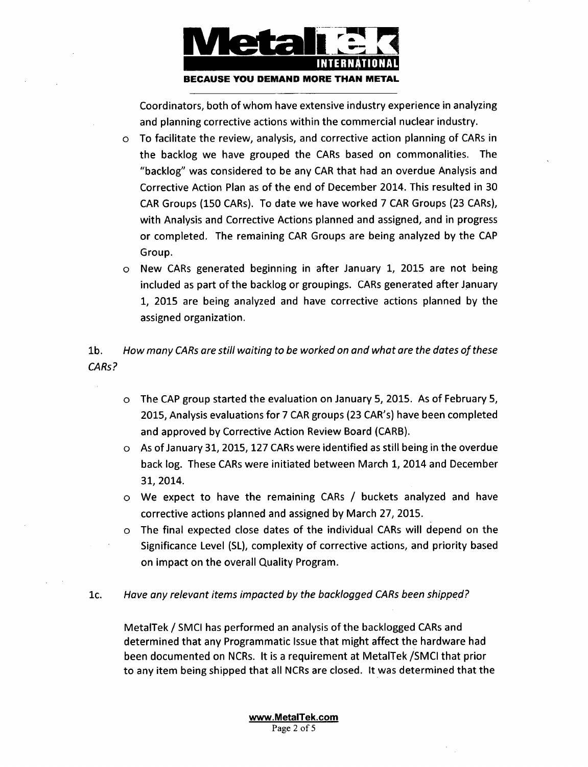Coordinators, both of whom have extensive industry experience in analyzing and planning corrective actions within the commercial nuclear industry.

- To facilitate the review, analysis, and corrective action planning of CARs in the backlog we have grouped the CARs based on commonalities. The "backlog" was considered to be any CAR that had an overdue Analysis and Corrective Action Plan as of the end of December 2014. This resulted in 30 CAR Groups (150 CARs). To date we have worked 7 CAR Groups (23 CARs), with Analysis and Corrective Actions planned and assigned, and in progress or completed. The remaining CAR Groups are being analyzed by the CAP Group.
- New CARs generated beginning in after January 1, 2015 are not being included as part of the backlog or groupings. CARs generated after January 1, 2015 are being analyzed and have corrective actions planned by the assigned organization.

1b. *How many CARs are still waiting to be worked on and what are the dates of these CARs?*

- The CAP group started the evaluation on January 5, 2015. As of February 5, 2015, Analysis evaluations for 7 CAR groups (23 CAR's) have been completed and approved by Corrective Action Review Board (CARB).
- As of January 31, 2015, 127 CARs were identified as still being in the overdue back log. These CARs were initiated between March 1, 2014 and December 31, 2014.
- We expect to have the remaining CARs / buckets analyzed and have corrective actions planned and assigned by March 27, 2015.
- The final expected close dates of the individual CARs will depend on the Significance Level (SL), complexity of corrective actions, and priority based on impact on the overall Quality Program.

1c. *Have any relevant items impacted by the backlogged CARs been shipped?*

MetalTek / SMCI has performed an analysis of the backlogged CARs and determined that any Programmatic Issue that might affect the hardware had been documented on NCRs. It is a requirement at MetalTek /SMCI that prior to any item being shipped that all NCRs are closed. It was determined that the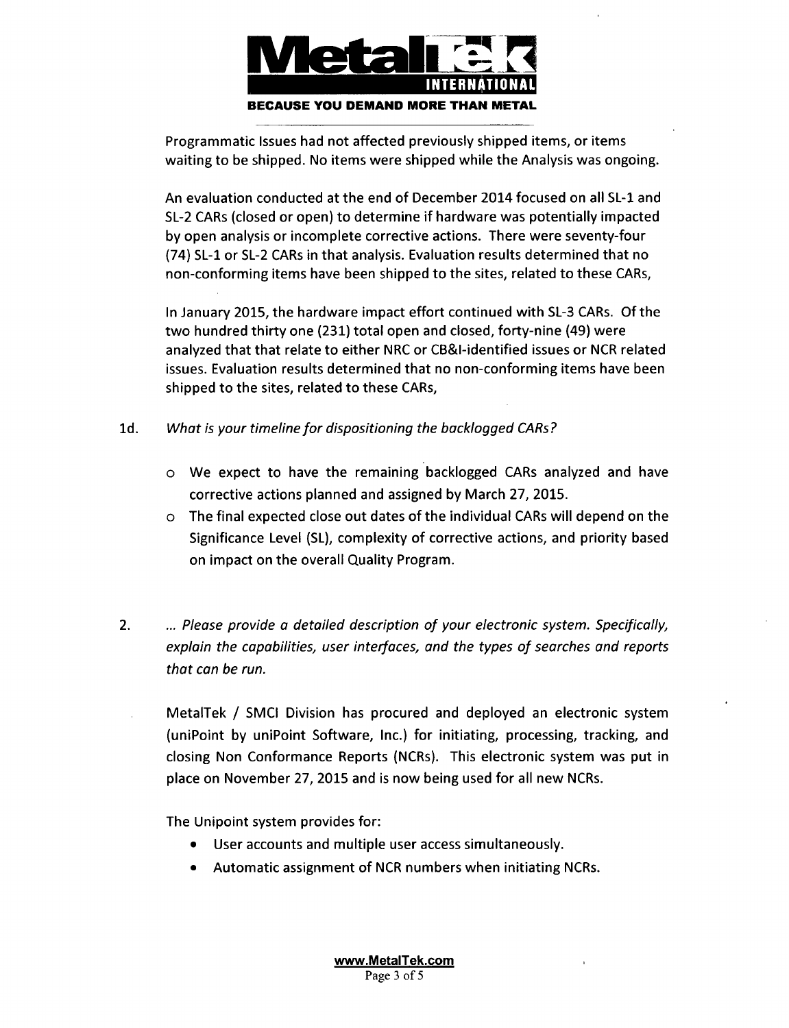Programmatic Issues had not affected previously shipped items, or items waiting to be shipped. No items were shipped while the Analysis was ongoing.

An evaluation conducted at the end of December 2014 focused on all SL-1 and SL-2 CARs (closed or open) to determine if hardware was potentially impacted by open analysis or incomplete corrective actions. There were seventy-four (74) SL-1 or SL-2 CARs in that analysis. Evaluation results determined that no non-conforming items have been shipped to the sites, related to these CARs,

In January 2015, the hardware impact effort continued with SL-3 CARs. Of the two hundred thirty one (231) total open and closed, forty-nine (49) were analyzed that that relate to either NRC or CB&I-identified issues or NCR related issues. Evaluation results determined that no non-conforming items have been shipped to the sites, related to these CARs,

1d. *What is your timeline for dispositioning the backlogged CARs?*

- We expect to have the remaining backlogged CARs analyzed and have corrective actions planned and assigned by March 27, 2015.
- The final expected close out dates of the individual CARs will depend on the Significance Level (SL), complexity of corrective actions, and priority based on impact on the overall Quality Program.

2. *... Please provide a detailed description of your electronic system. Specifically, explain the capabilities, user interfaces, and the types of searches and reports that can be run.*

MetalTek / SMCI Division has procured and deployed an electronic system (uniPoint by uniPoint Software, Inc.) for initiating, processing, tracking, and closing Non Conformance Reports (NCRs). This electronic system was put in place on November 27, 2015 and is now being used for all new NCRs.

The Unipoint system provides for:

- User accounts and multiple user access simultaneously.
- Automatic assignment of NCR numbers when initiating NCRs.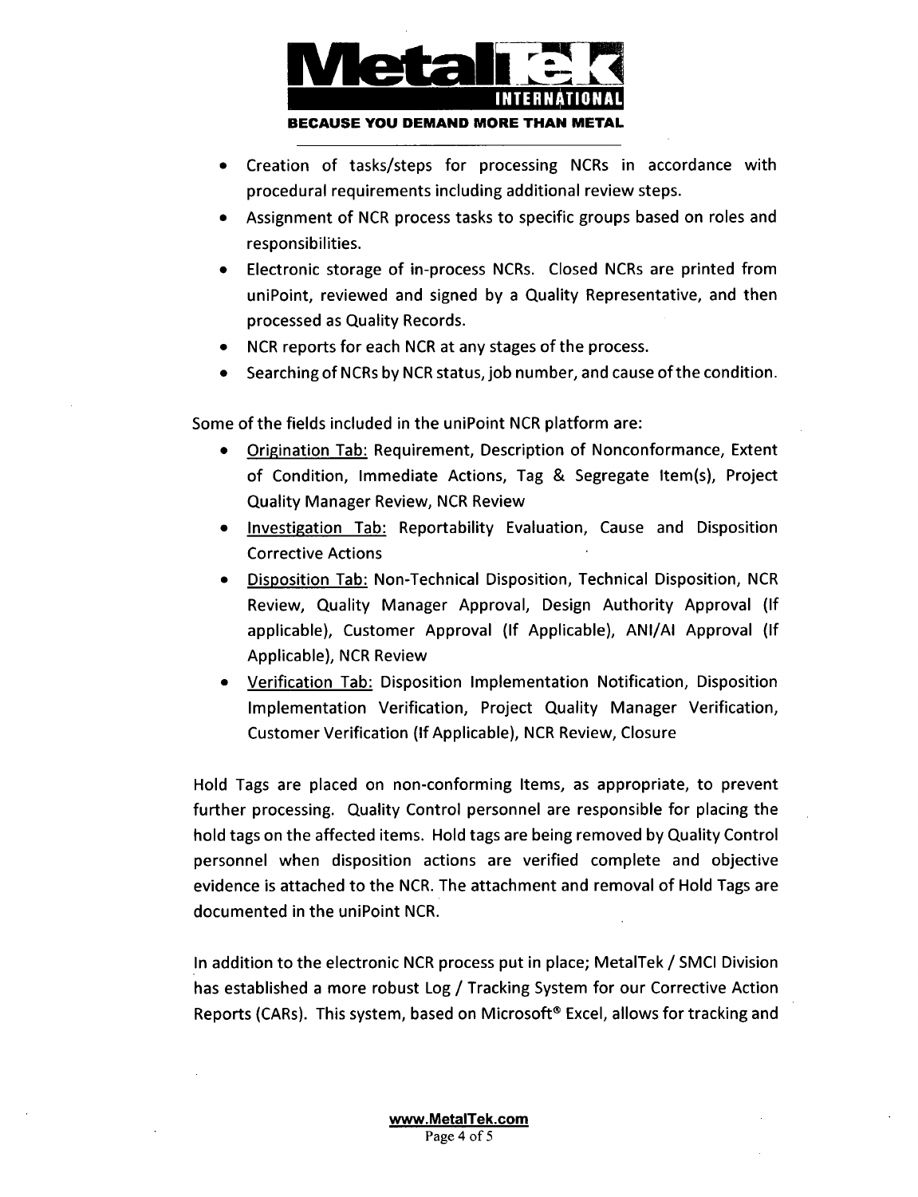- Creation of tasks/steps for processing NCRs in accordance with procedural requirements including additional review steps.
- Assignment of NCR process tasks to specific groups based on roles and responsibilities.
- Electronic storage of in-process NCRs. Closed NCRs are printed from uniPoint, reviewed and signed by a Quality Representative, and then processed as Quality Records.
- NCR reports for each NCR at any stages of the process.
- Searching of NCRs by NCR status, job number, and cause of the condition.

Some of the fields included in the uniPoint NCR platform are:

- Origination Tab: Requirement, Description of Nonconformance, Extent of Condition, Immediate Actions, Tag & Segregate Item(s), Project Quality Manager Review, NCR Review
- Investigation Tab: Reportability Evaluation, Cause and Disposition Corrective Actions
- Disposition Tab: Non-Technical Disposition, Technical Disposition, NCR Review, Quality Manager Approval, Design Authority Approval (If applicable), Customer Approval (If Applicable), ANI/AI Approval (If Applicable), NCR Review
- Verification Tab: Disposition Implementation Notification, Disposition Implementation Verification, Project Quality Manager Verification, Customer Verification (If Applicable), NCR Review, Closure

Hold Tags are placed on non-conforming Items, as appropriate, to prevent further processing. Quality Control personnel are responsible for placing the hold tags on the affected items. Hold tags are being removed by Quality Control personnel when disposition actions are verified complete and objective evidence is attached to the NCR. The attachment and removal of Hold Tags are documented in the uniPoint NCR.

In addition to the electronic NCR process put in place; MetalTek / SMCI Division has established a more robust Log / Tracking System for our Corrective Action Reports (CARs). This system, based on Microsoft® Excel, allows for tracking and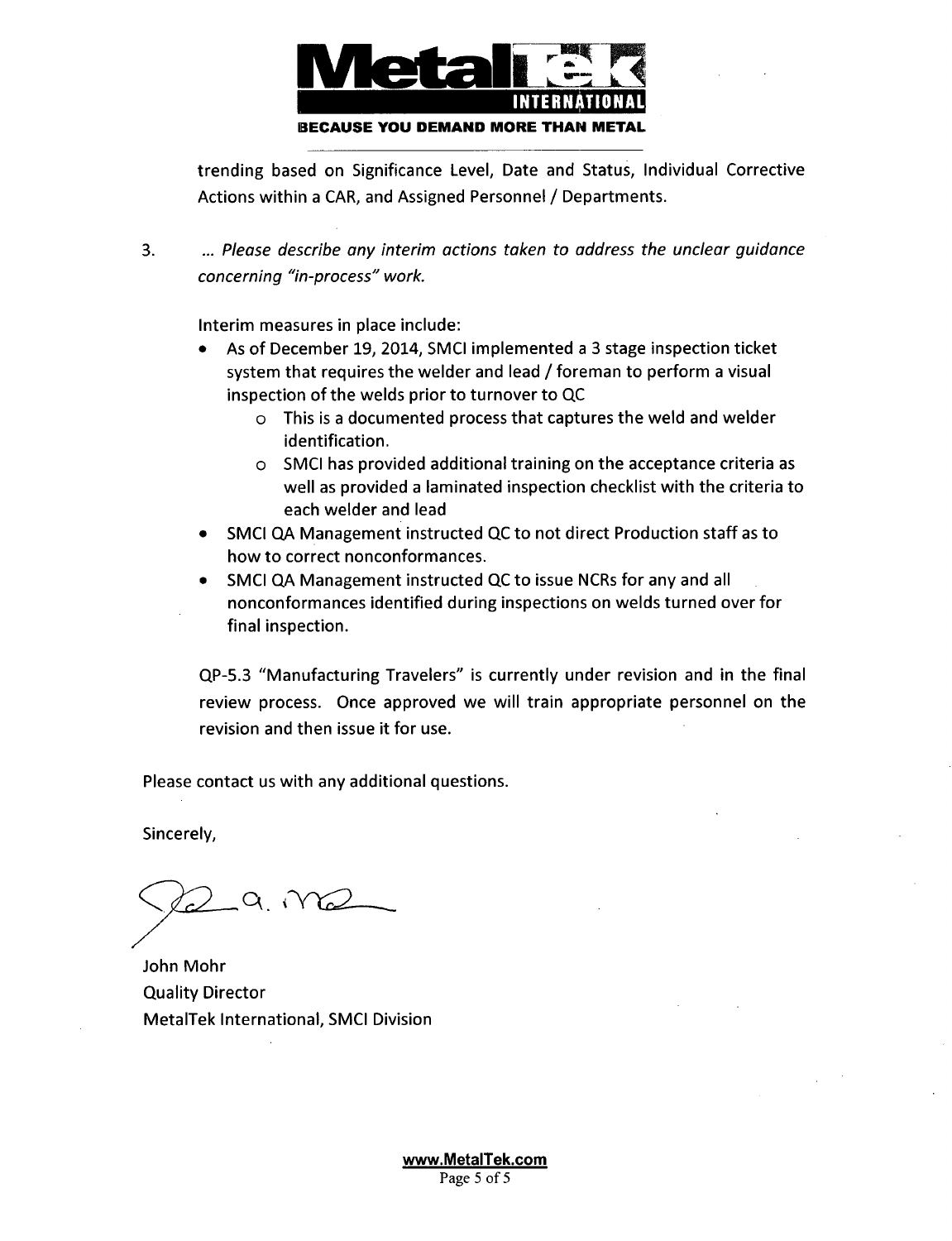trending based on Significance Level, Date and Status, Individual Corrective Actions within a CAR, and Assigned Personnel / Departments.

3. *... Please describe any interim actions taken to address the unclear guidance concerning "in-process" work.*

   Interim measures in place include:

   - As of December 19, 2014, SMCI implemented a 3 stage inspection ticket system that requires the welder and lead / foreman to perform a visual inspection of the welds prior to turnover to QC
     - This is a documented process that captures the weld and welder identification.
     - SMCI has provided additional training on the acceptance criteria as well as provided a laminated inspection checklist with the criteria to each welder and lead
   - SMCI QA Management instructed QC to not direct Production staff as to how to correct nonconformances.
   - SMCI QA Management instructed QC to issue NCRs for any and all nonconformances identified during inspections on welds turned over for final inspection.

   QP-5.3 "Manufacturing Travelers" is currently under revision and in the final review process. Once approved we will train appropriate personnel on the revision and then issue it for use.

Please contact us with any additional questions.

Sincerely,

John Mohr
Quality Director
MetalTek International, SMCI Division